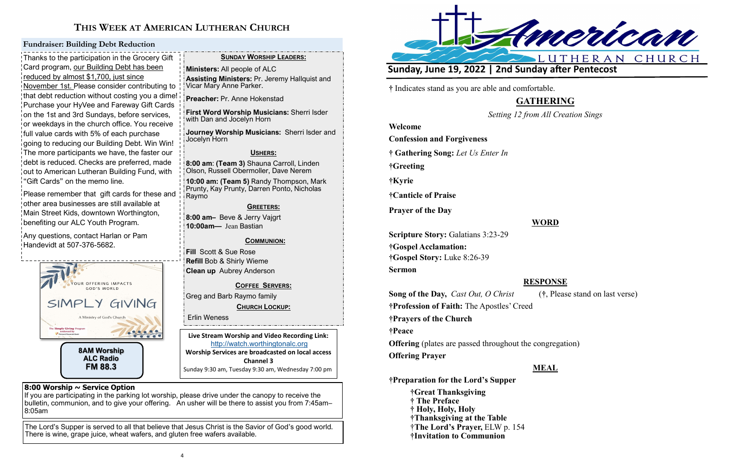# This Week at American Lutheran Church

## Fundraiser: Building Debt Reduction

Thanks to the participation in the Grocery Gift Card program, our Building Debt has been reduced by almost $1,700, just since November 1st. Please consider contributing to that debt reduction without costing you a dime! Purchase your HyVee and Fareway Gift Cards on the 1st and 3rd Sundays, before services, or weekdays in the church office. You receive full value cards with 5% of each purchase going to reducing our Building Debt. Win Win! The more participants we have, the faster our debt is reduced. Checks are preferred, made out to American Lutheran Building Fund, with "Gift Cards" on the memo line.

Please remember that gift cards for these and other area businesses are still available at Main Street Kids, downtown Worthington, benefiting our ALC Youth Program.

Any questions, contact Harlan or Pam Handevidt at 507-376-5682.

YOUR OFFERING IMPACTS GOD'S WORLD

SIMPLY GIVING

A Ministry of God's Church

**8AM Worship**
**ALC Radio**
**FM 88.3**

### Sunday Worship Leaders:

**Ministers:** All people of ALC

**Assisting Ministers:** Pr. Jeremy Hallquist and Vicar Mary Anne Parker.

**Preacher:** Pr. Anne Hokenstad

**First Word Worship Musicians:** Sherri Isder with Dan and Jocelyn Horn

**Journey Worship Musicians:** Sherri Isder and Jocelyn Horn

### Ushers:

**8:00 am: (Team 3)** Shauna Carroll, Linden Olson, Russell Obermoller, Dave Nerem

**10:00 am: (Team 5)** Randy Thompson, Mark Prunty, Kay Prunty, Darren Ponto, Nicholas Raymo

### Greeters:

**8:00 am–** Beve & Jerry Vajgrt

**10:00am—** Jean Bastian

### Communion:

**Fill** Scott & Sue Rose

**Refill** Bob & Shirly Wieme

**Clean up** Aubrey Anderson

### Coffee Servers:

Greg and Barb Raymo family

### Church Lockup:

Erlin Weness

**Live Stream Worship and Video Recording Link:**
http://watch.worthingtonalc.org
**Worship Services are broadcasted on local access Channel 3**
Sunday 9:30 am, Tuesday 9:30 am, Wednesday 7:00 pm

**8:00 Worship ~ Service Option**
If you are participating in the parking lot worship, please drive under the canopy to receive the bulletin, communion, and to give your offering. An usher will be there to assist you from 7:45am–8:05am

The Lord's Supper is served to all that believe that Jesus Christ is the Savior of God's good world. There is wine, grape juice, wheat wafers, and gluten free wafers available.

# American Lutheran Church

## Sunday, June 19, 2022 | 2nd Sunday after Pentecost

† Indicates stand as you are able and comfortable.

## GATHERING

*Setting 12 from All Creation Sings*

**Welcome**

**Confession and Forgiveness**

**† Gathering Song:** *Let Us Enter In*

**†Greeting**

**†Kyrie**

**†Canticle of Praise**

**Prayer of the Day**

## WORD

**Scripture Story:** Galatians 3:23-29

**†Gospel Acclamation:**

**†Gospel Story:** Luke 8:26-39

**Sermon**

## RESPONSE

**Song of the Day,** *Cast Out, O Christ* (†, Please stand on last verse)

**†Profession of Faith:** The Apostles' Creed

**†Prayers of the Church**

**†Peace**

**Offering** (plates are passed throughout the congregation)

**Offering Prayer**

## MEAL

**†Preparation for the Lord's Supper**

- **†Great Thanksgiving**
- **† The Preface**
- **† Holy, Holy, Holy**
- **†Thanksgiving at the Table**
- **†The Lord's Prayer,** ELW p. 154
- **†Invitation to Communion**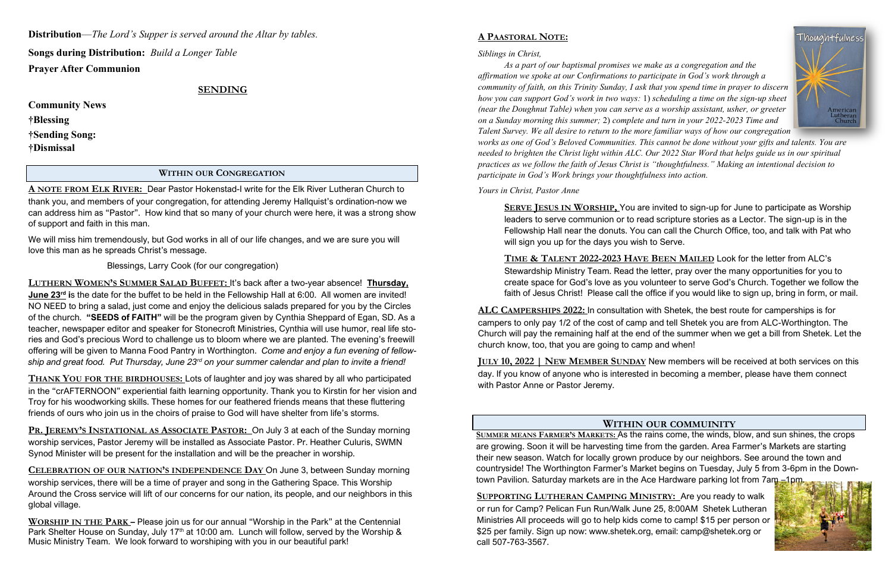**Distribution**—*The Lord's Supper is served around the Altar by tables.*

**Songs during Distribution:** *Build a Longer Table*

**Prayer After Communion**

## SENDING

**Community News**

**†Blessing**

**†Sending Song:**

**†Dismissal**

## WITHIN OUR CONGREGATION

**A NOTE FROM ELK RIVER:** Dear Pastor Hokenstad-I write for the Elk River Lutheran Church to thank you, and members of your congregation, for attending Jeremy Hallquist's ordination-now we can address him as "Pastor". How kind that so many of your church were here, it was a strong show of support and faith in this man.

We will miss him tremendously, but God works in all of our life changes, and we are sure you will love this man as he spreads Christ's message.

Blessings, Larry Cook (for our congregation)

**LUTHERN WOMEN'S SUMMER SALAD BUFFET:** It's back after a two-year absence! **Thursday, June 23rd i**s the date for the buffet to be held in the Fellowship Hall at 6:00. All women are invited! NO NEED to bring a salad, just come and enjoy the delicious salads prepared for you by the Circles of the church. **"SEEDS of FAITH"** will be the program given by Cynthia Sheppard of Egan, SD. As a teacher, newspaper editor and speaker for Stonecroft Ministries, Cynthia will use humor, real life stories and God's precious Word to challenge us to bloom where we are planted. The evening's freewill offering will be given to Manna Food Pantry in Worthington. *Come and enjoy a fun evening of fellowship and great food. Put Thursday, June 23rd on your summer calendar and plan to invite a friend!*

**THANK YOU FOR THE BIRDHOUSES:** Lots of laughter and joy was shared by all who participated in the "crAFTERNOON" experiential faith learning opportunity. Thank you to Kirstin for her vision and Troy for his woodworking skills. These homes for our feathered friends means that these fluttering friends of ours who join us in the choirs of praise to God will have shelter from life's storms.

**PR. JEREMY'S INSTATIONAL AS ASSOCIATE PASTOR:** On July 3 at each of the Sunday morning worship services, Pastor Jeremy will be installed as Associate Pastor. Pr. Heather Culuris, SWMN Synod Minister will be present for the installation and will be the preacher in worship.

**CELEBRATION OF OUR NATION'S INDEPENDENCE DAY** On June 3, between Sunday morning worship services, there will be a time of prayer and song in the Gathering Space. This Worship Around the Cross service will lift of our concerns for our nation, its people, and our neighbors in this global village.

**WORSHIP IN THE PARK –** Please join us for our annual "Worship in the Park" at the Centennial Park Shelter House on Sunday, July 17th at 10:00 am. Lunch will follow, served by the Worship & Music Ministry Team. We look forward to worshiping with you in our beautiful park!

**A PAASTORAL NOTE:**

*Siblings in Christ,*

*As a part of our baptismal promises we make as a congregation and the affirmation we spoke at our Confirmations to participate in God's work through a community of faith, on this Trinity Sunday, I ask that you spend time in prayer to discern how you can support God's work in two ways:* 1) *scheduling a time on the sign-up sheet (near the Doughnut Table) when you can serve as a worship assistant, usher, or greeter on a Sunday morning this summer;* 2) *complete and turn in your 2022-2023 Time and Talent Survey. We all desire to return to the more familiar ways of how our congregation works as one of God's Beloved Communities. This cannot be done without your gifts and talents. You are needed to brighten the Christ light within ALC. Our 2022 Star Word that helps guide us in our spiritual practices as we follow the faith of Jesus Christ is "thoughtfulness." Making an intentional decision to participate in God's Work brings your thoughtfulness into action.*

*Yours in Christ, Pastor Anne*

Thoughtfulness

American Lutheran Church

**SERVE JESUS IN WORSHIP,** You are invited to sign-up for June to participate as Worship leaders to serve communion or to read scripture stories as a Lector. The sign-up is in the Fellowship Hall near the donuts. You can call the Church Office, too, and talk with Pat who will sign you up for the days you wish to Serve.

**TIME & TALENT 2022-2023 HAVE BEEN MAILED** Look for the letter from ALC's Stewardship Ministry Team. Read the letter, pray over the many opportunities for you to create space for God's love as you volunteer to serve God's Church. Together we follow the faith of Jesus Christ! Please call the office if you would like to sign up, bring in form, or mail.

**ALC CAMPERSHIPS 2022:** In consultation with Shetek, the best route for camperships is for campers to only pay 1/2 of the cost of camp and tell Shetek you are from ALC-Worthington. The Church will pay the remaining half at the end of the summer when we get a bill from Shetek. Let the church know, too, that you are going to camp and when!

**JULY 10, 2022 | NEW MEMBER SUNDAY** New members will be received at both services on this day. If you know of anyone who is interested in becoming a member, please have them connect with Pastor Anne or Pastor Jeremy.

## WITHIN OUR COMMUNITY

**SUMMER MEANS FARMER'S MARKETS:** As the rains come, the winds, blow, and sun shines, the crops are growing. Soon it will be harvesting time from the garden. Area Farmer's Markets are starting their new season. Watch for locally grown produce by our neighbors. See around the town and countryside! The Worthington Farmer's Market begins on Tuesday, July 5 from 3-6pm in the Downtown Pavilion. Saturday markets are in the Ace Hardware parking lot from 7am –1pm.

**SUPPORTING LUTHERAN CAMPING MINISTRY:** Are you ready to walk or run for Camp? Pelican Fun Run/Walk June 25, 8:00AM Shetek Lutheran Ministries All proceeds will go to help kids come to camp! $15 per person or $25 per family. Sign up now: www.shetek.org, email: camp@shetek.org or call 507-763-3567.